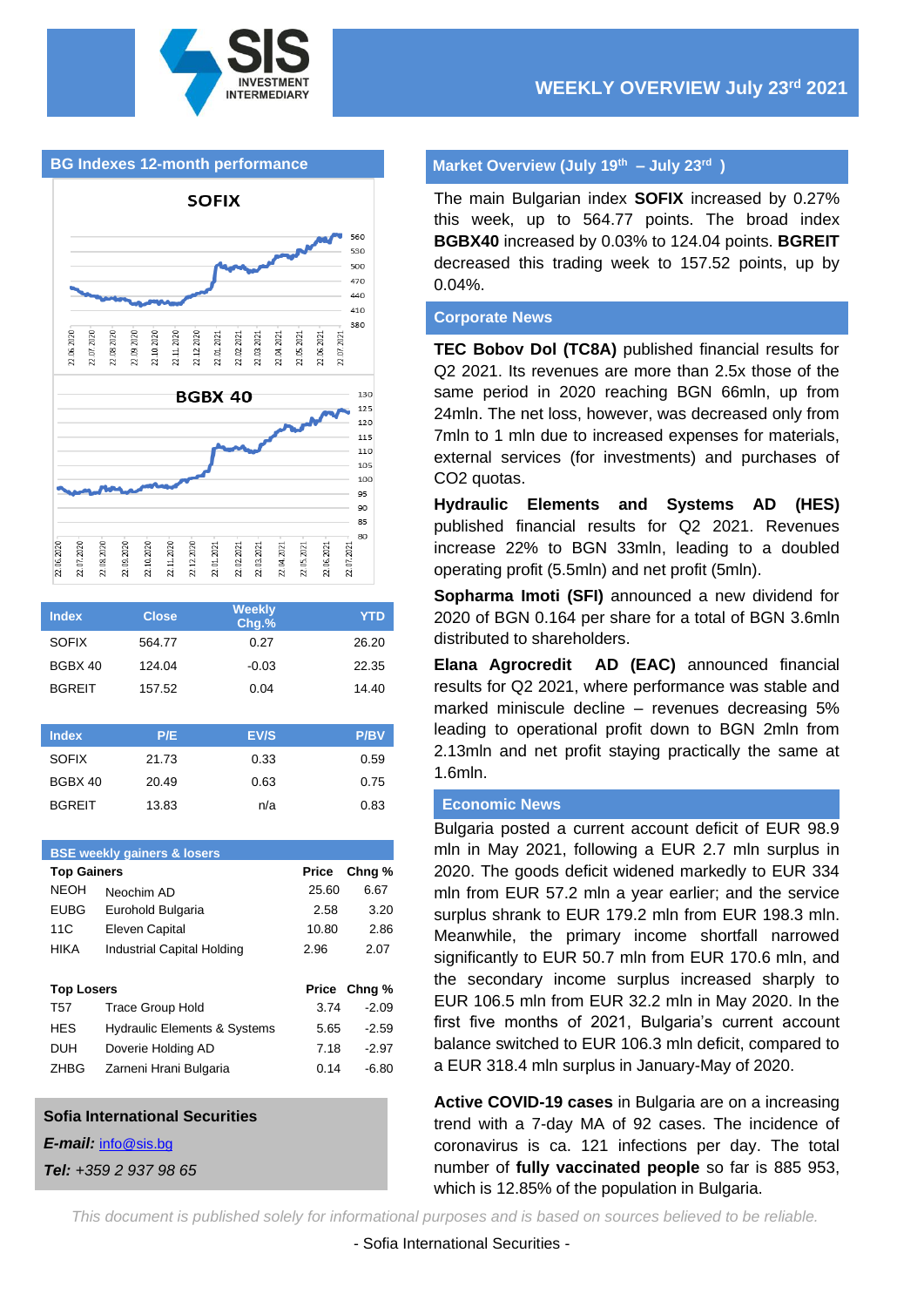# WEEKLY OVERVIEW July 23rd 2021

## BG Indexes 12-month performance

| Index | Close | Weekly Chg.% | YTD |
|---|---|---|---|
| SOFIX | 564.77 | 0.27 | 26.20 |
| BGBX 40 | 124.04 | -0.03 | 22.35 |
| BGREIT | 157.52 | 0.04 | 14.40 |

| Index | P/E | EV/S | P/BV |
|---|---|---|---|
| SOFIX | 21.73 | 0.33 | 0.59 |
| BGBX 40 | 20.49 | 0.63 | 0.75 |
| BGREIT | 13.83 | n/a | 0.83 |

## BSE weekly gainers & losers

| Top Gainers | | Price | Chng % |
|---|---|---|---|
| NEOH | Neochim AD | 25.60 | 6.67 |
| EUBG | Eurohold Bulgaria | 2.58 | 3.20 |
| 11C | Eleven Capital | 10.80 | 2.86 |
| HIKA | Industrial Capital Holding | 2.96 | 2.07 |

| Top Losers | | Price | Chng % |
|---|---|---|---|
| T57 | Trace Group Hold | 3.74 | -2.09 |
| HES | Hydraulic Elements & Systems | 5.65 | -2.59 |
| DUH | Doverie Holding AD | 7.18 | -2.97 |
| ZHBG | Zarneni Hrani Bulgaria | 0.14 | -6.80 |

**Sofia International Securities**

***E-mail:*** info@sis.bg

***Tel:*** *+359 2 937 98 65*

## Market Overview (July 19th – July 23rd)

The main Bulgarian index **SOFIX** increased by 0.27% this week, up to 564.77 points. The broad index **BGBX40** increased by 0.03% to 124.04 points. **BGREIT** decreased this trading week to 157.52 points, up by 0.04%.

## Corporate News

**TEC Bobov Dol (TC8A)** published financial results for Q2 2021. Its revenues are more than 2.5x those of the same period in 2020 reaching BGN 66mln, up from 24mln. The net loss, however, was decreased only from 7mln to 1 mln due to increased expenses for materials, external services (for investments) and purchases of CO2 quotas.

**Hydraulic Elements and Systems AD (HES)** published financial results for Q2 2021. Revenues increase 22% to BGN 33mln, leading to a doubled operating profit (5.5mln) and net profit (5mln).

**Sopharma Imoti (SFI)** announced a new dividend for 2020 of BGN 0.164 per share for a total of BGN 3.6mln distributed to shareholders.

**Elana Agrocredit AD (EAC)** announced financial results for Q2 2021, where performance was stable and marked miniscule decline – revenues decreasing 5% leading to operational profit down to BGN 2mln from 2.13mln and net profit staying practically the same at 1.6mln.

## Economic News

Bulgaria posted a current account deficit of EUR 98.9 mln in May 2021, following a EUR 2.7 mln surplus in 2020. The goods deficit widened markedly to EUR 334 mln from EUR 57.2 mln a year earlier; and the service surplus shrank to EUR 179.2 mln from EUR 198.3 mln. Meanwhile, the primary income shortfall narrowed significantly to EUR 50.7 mln from EUR 170.6 mln, and the secondary income surplus increased sharply to EUR 106.5 mln from EUR 32.2 mln in May 2020. In the first five months of 2021, Bulgaria's current account balance switched to EUR 106.3 mln deficit, compared to a EUR 318.4 mln surplus in January-May of 2020.

**Active COVID-19 cases** in Bulgaria are on a increasing trend with a 7-day MA of 92 cases. The incidence of coronavirus is ca. 121 infections per day. The total number of **fully vaccinated people** so far is 885 953, which is 12.85% of the population in Bulgaria.

*This document is published solely for informational purposes and is based on sources believed to be reliable.*

- Sofia International Securities -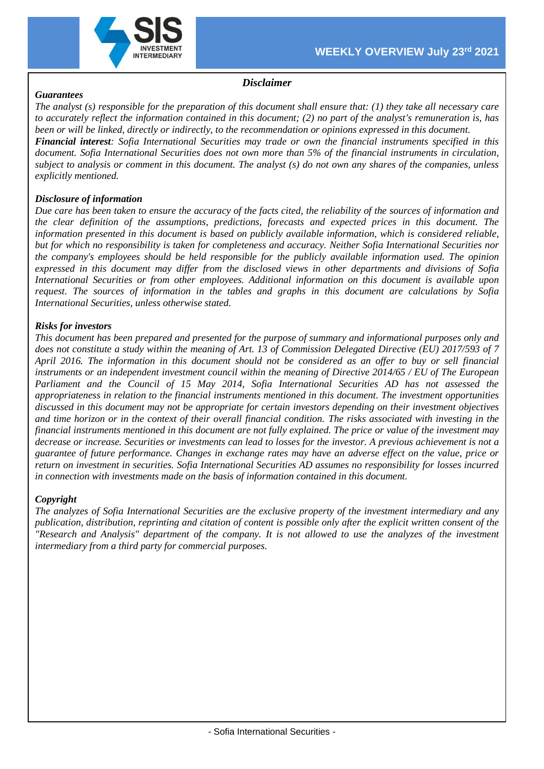## *Disclaimer*

***Guarantees***

*The analyst (s) responsible for the preparation of this document shall ensure that: (1) they take all necessary care to accurately reflect the information contained in this document; (2) no part of the analyst's remuneration is, has been or will be linked, directly or indirectly, to the recommendation or opinions expressed in this document.*

***Financial interest****: Sofia International Securities may trade or own the financial instruments specified in this document. Sofia International Securities does not own more than 5% of the financial instruments in circulation, subject to analysis or comment in this document. The analyst (s) do not own any shares of the companies, unless explicitly mentioned.*

***Disclosure of information***

*Due care has been taken to ensure the accuracy of the facts cited, the reliability of the sources of information and the clear definition of the assumptions, predictions, forecasts and expected prices in this document. The information presented in this document is based on publicly available information, which is considered reliable, but for which no responsibility is taken for completeness and accuracy. Neither Sofia International Securities nor the company's employees should be held responsible for the publicly available information used. The opinion expressed in this document may differ from the disclosed views in other departments and divisions of Sofia International Securities or from other employees. Additional information on this document is available upon request. The sources of information in the tables and graphs in this document are calculations by Sofia International Securities, unless otherwise stated.*

***Risks for investors***

*This document has been prepared and presented for the purpose of summary and informational purposes only and does not constitute a study within the meaning of Art. 13 of Commission Delegated Directive (EU) 2017/593 of 7 April 2016. The information in this document should not be considered as an offer to buy or sell financial instruments or an independent investment council within the meaning of Directive 2014/65 / EU of The European Parliament and the Council of 15 May 2014, Sofia International Securities AD has not assessed the appropriateness in relation to the financial instruments mentioned in this document. The investment opportunities discussed in this document may not be appropriate for certain investors depending on their investment objectives and time horizon or in the context of their overall financial condition. The risks associated with investing in the financial instruments mentioned in this document are not fully explained. The price or value of the investment may decrease or increase. Securities or investments can lead to losses for the investor. A previous achievement is not a guarantee of future performance. Changes in exchange rates may have an adverse effect on the value, price or return on investment in securities. Sofia International Securities AD assumes no responsibility for losses incurred in connection with investments made on the basis of information contained in this document.*

***Copyright***

*The analyzes of Sofia International Securities are the exclusive property of the investment intermediary and any publication, distribution, reprinting and citation of content is possible only after the explicit written consent of the "Research and Analysis" department of the company. It is not allowed to use the analyzes of the investment intermediary from a third party for commercial purposes.*